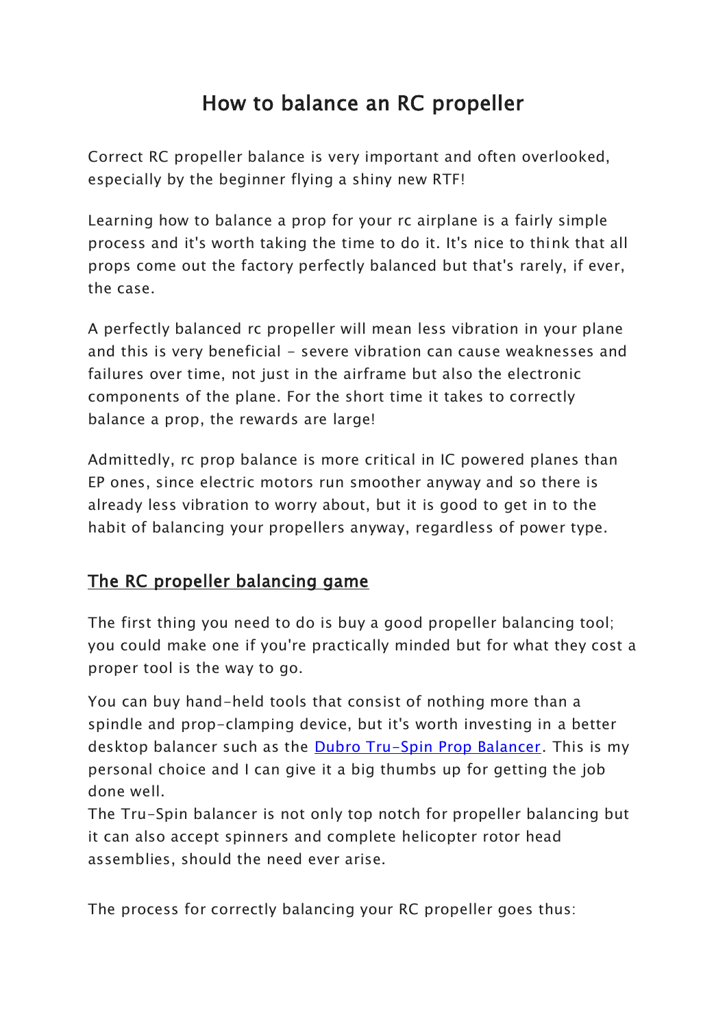# How to balance an RC propeller

Correct RC propeller balance is very important and often overlooked, especially by the beginner flying a shiny new RTF!

Learning how to balance a prop for your rc airplane is a fairly simple process and it's worth taking the time to do it. It's nice to think that all props come out the factory perfectly balanced but that's rarely, if ever, the case.

A perfectly balanced rc propeller will mean less vibration in your plane and this is very beneficial - severe vibration can cause weaknesses and failures over time, not just in the airframe but also the electronic components of the plane. For the short time it takes to correctly balance a prop, the rewards are large!

Admittedly, rc prop balance is more critical in IC powered planes than EP ones, since electric motors run smoother anyway and so there is already less vibration to worry about, but it is good to get in to the habit of balancing your propellers anyway, regardless of power type.

## The RC propeller balancing game

The first thing you need to do is buy a good propeller balancing tool; you could make one if you're practically minded but for what they cost a proper tool is the way to go.

You can buy hand-held tools that consist of nothing more than a spindle and prop-clamping device, but it's worth investing in a better desktop balancer such as the Dubro Tru-Spin Prop Balancer. This is my personal choice and I can give it a big thumbs up for getting the job done well.
The Tru-Spin balancer is not only top notch for propeller balancing but it can also accept spinners and complete helicopter rotor head assemblies, should the need ever arise.

The process for correctly balancing your RC propeller goes thus: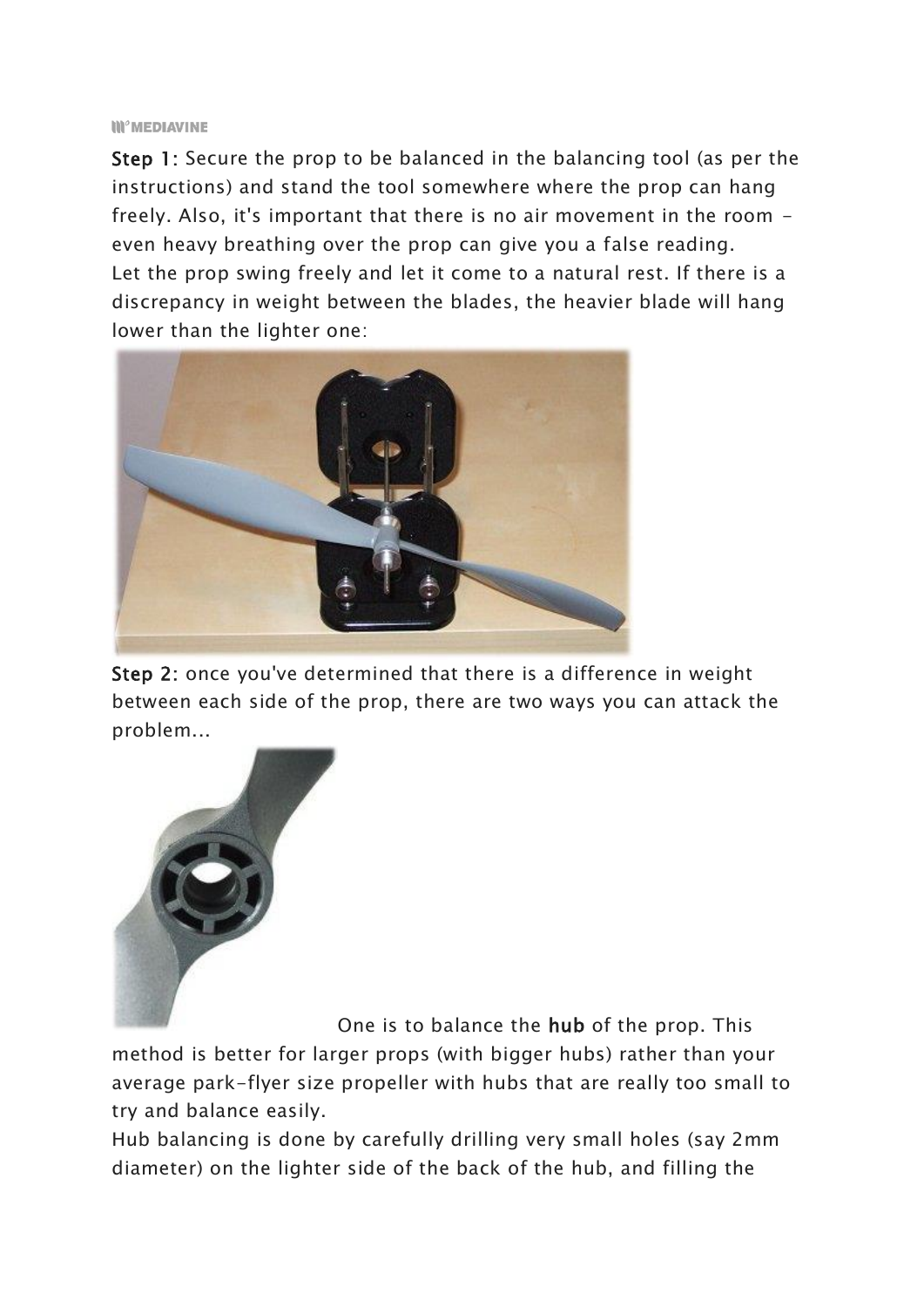**Step 1:** Secure the prop to be balanced in the balancing tool (as per the instructions) and stand the tool somewhere where the prop can hang freely. Also, it's important that there is no air movement in the room - even heavy breathing over the prop can give you a false reading.
Let the prop swing freely and let it come to a natural rest. If there is a discrepancy in weight between the blades, the heavier blade will hang lower than the lighter one:

**Step 2:** once you've determined that there is a difference in weight between each side of the prop, there are two ways you can attack the problem...

One is to balance the **hub** of the prop. This method is better for larger props (with bigger hubs) rather than your average park-flyer size propeller with hubs that are really too small to try and balance easily.
Hub balancing is done by carefully drilling very small holes (say 2mm diameter) on the lighter side of the back of the hub, and filling the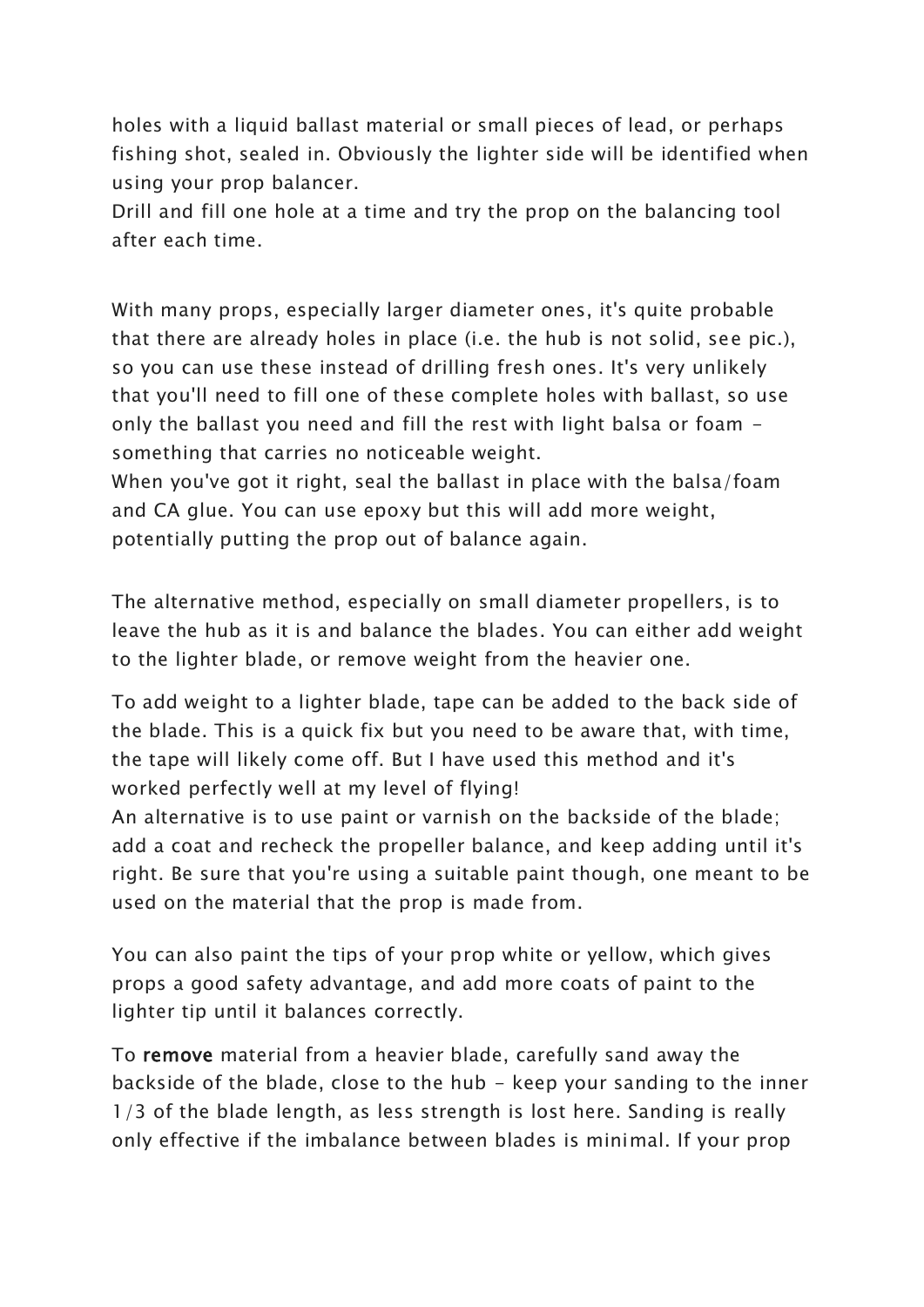holes with a liquid ballast material or small pieces of lead, or perhaps fishing shot, sealed in. Obviously the lighter side will be identified when using your prop balancer.
Drill and fill one hole at a time and try the prop on the balancing tool after each time.

With many props, especially larger diameter ones, it's quite probable that there are already holes in place (i.e. the hub is not solid, see pic.), so you can use these instead of drilling fresh ones. It's very unlikely that you'll need to fill one of these complete holes with ballast, so use only the ballast you need and fill the rest with light balsa or foam - something that carries no noticeable weight.
When you've got it right, seal the ballast in place with the balsa/foam and CA glue. You can use epoxy but this will add more weight, potentially putting the prop out of balance again.

The alternative method, especially on small diameter propellers, is to leave the hub as it is and balance the blades. You can either add weight to the lighter blade, or remove weight from the heavier one.

To add weight to a lighter blade, tape can be added to the back side of the blade. This is a quick fix but you need to be aware that, with time, the tape will likely come off. But I have used this method and it's worked perfectly well at my level of flying!
An alternative is to use paint or varnish on the backside of the blade; add a coat and recheck the propeller balance, and keep adding until it's right. Be sure that you're using a suitable paint though, one meant to be used on the material that the prop is made from.

You can also paint the tips of your prop white or yellow, which gives props a good safety advantage, and add more coats of paint to the lighter tip until it balances correctly.

To **remove** material from a heavier blade, carefully sand away the backside of the blade, close to the hub - keep your sanding to the inner 1/3 of the blade length, as less strength is lost here. Sanding is really only effective if the imbalance between blades is minimal. If your prop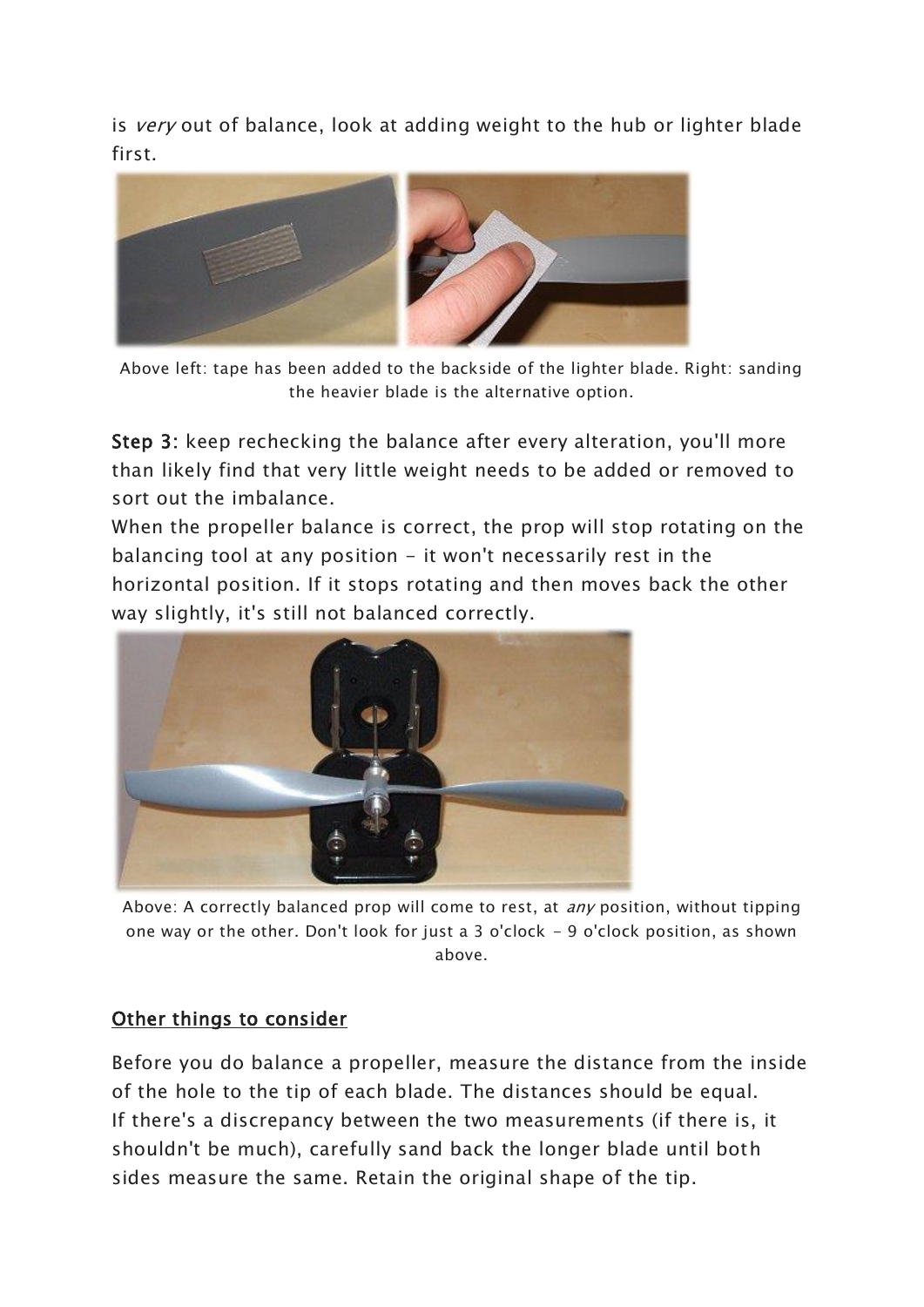is *very* out of balance, look at adding weight to the hub or lighter blade first.

Above left: tape has been added to the backside of the lighter blade. Right: sanding the heavier blade is the alternative option.

**Step 3:** keep rechecking the balance after every alteration, you'll more than likely find that very little weight needs to be added or removed to sort out the imbalance.
When the propeller balance is correct, the prop will stop rotating on the balancing tool at any position - it won't necessarily rest in the horizontal position. If it stops rotating and then moves back the other way slightly, it's still not balanced correctly.

Above: A correctly balanced prop will come to rest, at *any* position, without tipping one way or the other. Don't look for just a 3 o'clock - 9 o'clock position, as shown above.

## Other things to consider

Before you do balance a propeller, measure the distance from the inside of the hole to the tip of each blade. The distances should be equal.
If there's a discrepancy between the two measurements (if there is, it shouldn't be much), carefully sand back the longer blade until both sides measure the same. Retain the original shape of the tip.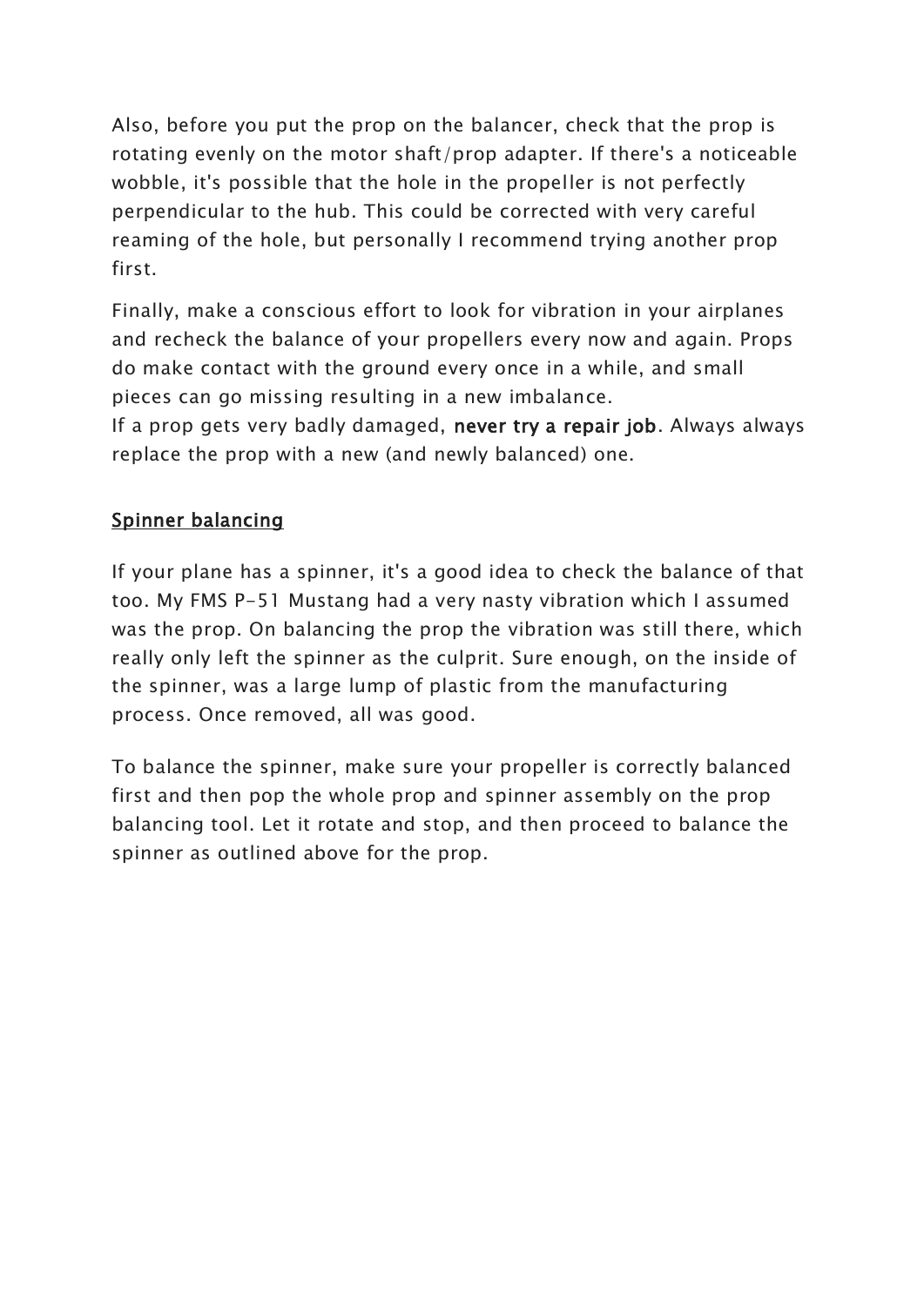Also, before you put the prop on the balancer, check that the prop is rotating evenly on the motor shaft/prop adapter. If there's a noticeable wobble, it's possible that the hole in the propeller is not perfectly perpendicular to the hub. This could be corrected with very careful reaming of the hole, but personally I recommend trying another prop first.

Finally, make a conscious effort to look for vibration in your airplanes and recheck the balance of your propellers every now and again. Props do make contact with the ground every once in a while, and small pieces can go missing resulting in a new imbalance.
If a prop gets very badly damaged, **never try a repair job**. Always always replace the prop with a new (and newly balanced) one.

## Spinner balancing

If your plane has a spinner, it's a good idea to check the balance of that too. My FMS P-51 Mustang had a very nasty vibration which I assumed was the prop. On balancing the prop the vibration was still there, which really only left the spinner as the culprit. Sure enough, on the inside of the spinner, was a large lump of plastic from the manufacturing process. Once removed, all was good.

To balance the spinner, make sure your propeller is correctly balanced first and then pop the whole prop and spinner assembly on the prop balancing tool. Let it rotate and stop, and then proceed to balance the spinner as outlined above for the prop.